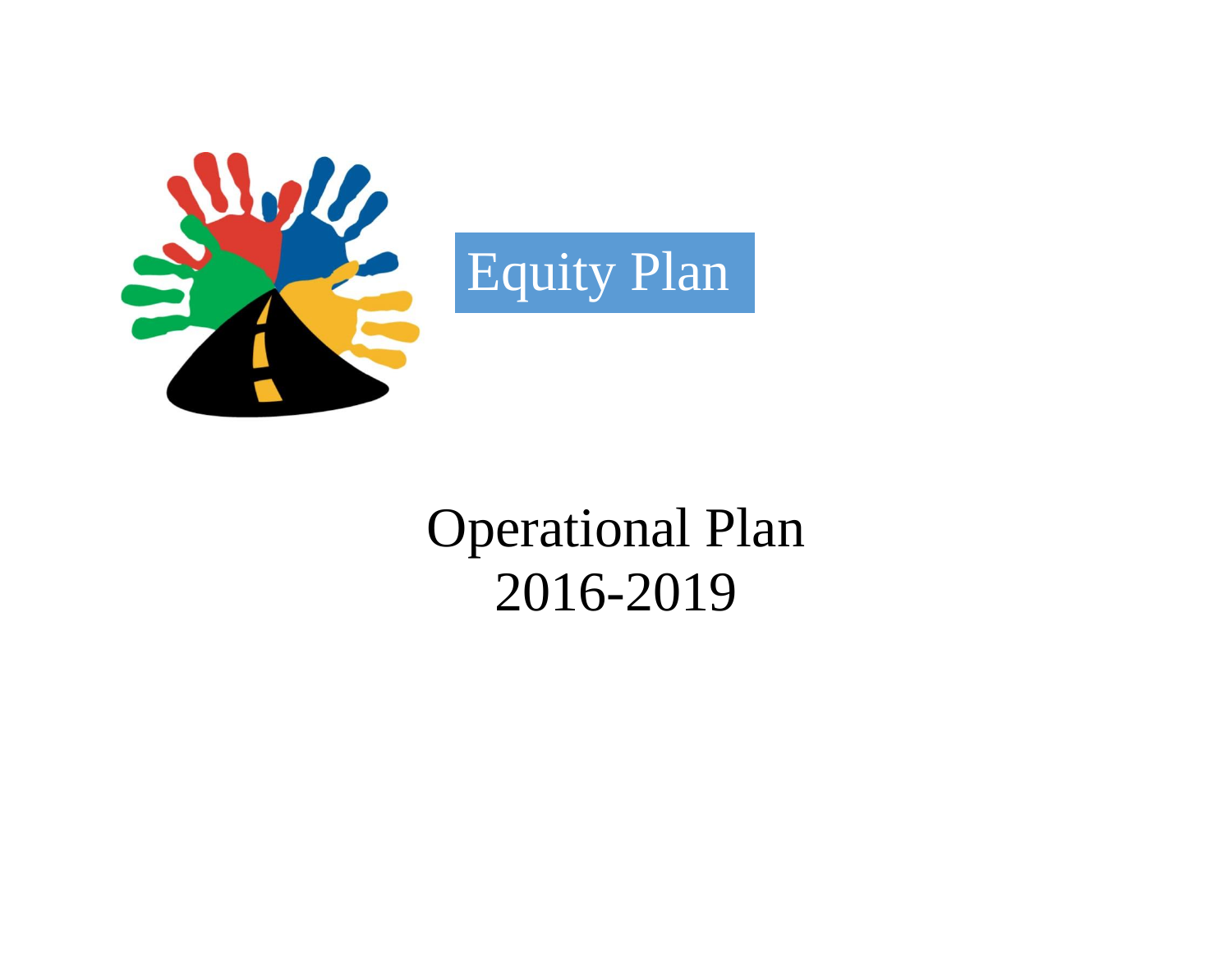# Equity Plan

# Operational Plan
# 2016-2019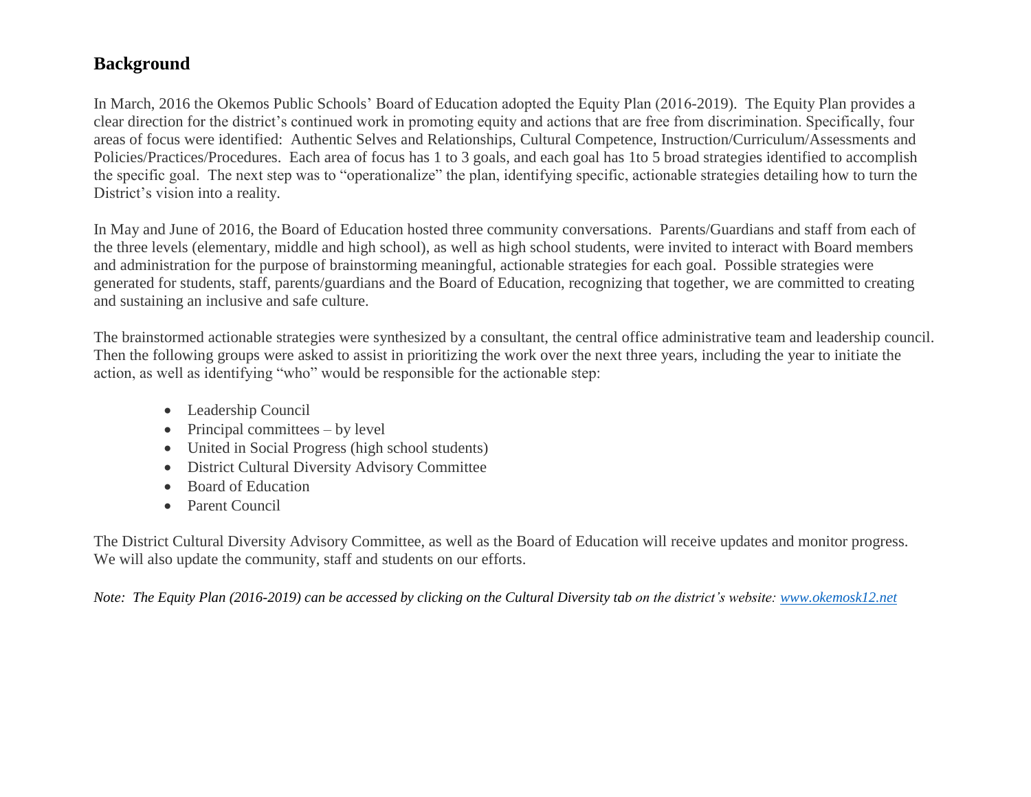## Background

In March, 2016 the Okemos Public Schools' Board of Education adopted the Equity Plan (2016-2019). The Equity Plan provides a clear direction for the district's continued work in promoting equity and actions that are free from discrimination. Specifically, four areas of focus were identified: Authentic Selves and Relationships, Cultural Competence, Instruction/Curriculum/Assessments and Policies/Practices/Procedures. Each area of focus has 1 to 3 goals, and each goal has 1to 5 broad strategies identified to accomplish the specific goal. The next step was to "operationalize" the plan, identifying specific, actionable strategies detailing how to turn the District's vision into a reality.

In May and June of 2016, the Board of Education hosted three community conversations. Parents/Guardians and staff from each of the three levels (elementary, middle and high school), as well as high school students, were invited to interact with Board members and administration for the purpose of brainstorming meaningful, actionable strategies for each goal. Possible strategies were generated for students, staff, parents/guardians and the Board of Education, recognizing that together, we are committed to creating and sustaining an inclusive and safe culture.

The brainstormed actionable strategies were synthesized by a consultant, the central office administrative team and leadership council. Then the following groups were asked to assist in prioritizing the work over the next three years, including the year to initiate the action, as well as identifying "who" would be responsible for the actionable step:

- Leadership Council
- Principal committees – by level
- United in Social Progress (high school students)
- District Cultural Diversity Advisory Committee
- Board of Education
- Parent Council

The District Cultural Diversity Advisory Committee, as well as the Board of Education will receive updates and monitor progress. We will also update the community, staff and students on our efforts.

*Note: The Equity Plan (2016-2019) can be accessed by clicking on the Cultural Diversity tab on the district's website: [www.okemosk12.net](www.okemosk12.net)*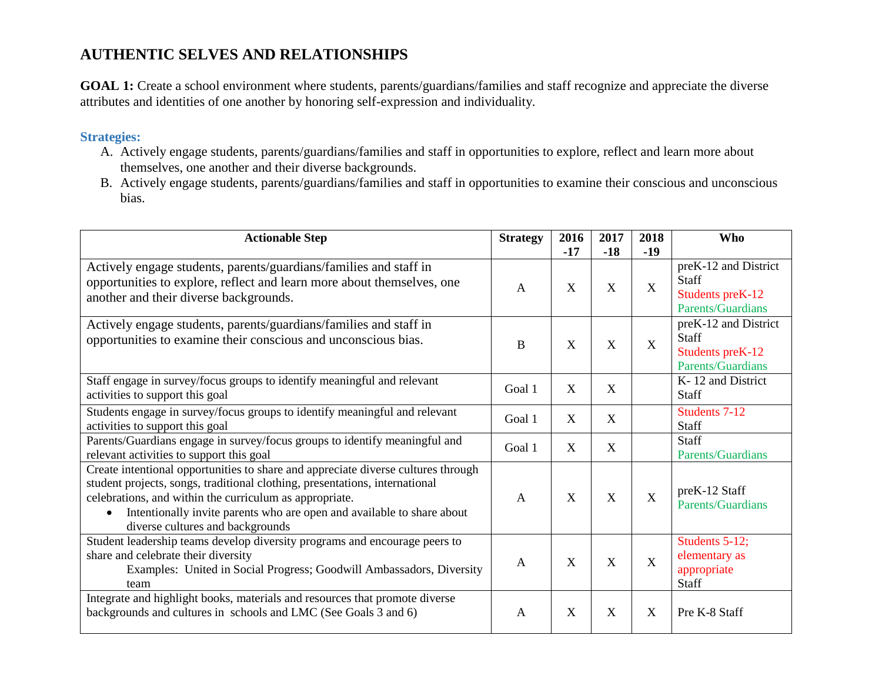## AUTHENTIC SELVES AND RELATIONSHIPS

**GOAL 1:** Create a school environment where students, parents/guardians/families and staff recognize and appreciate the diverse attributes and identities of one another by honoring self-expression and individuality.

**Strategies:**

A. Actively engage students, parents/guardians/families and staff in opportunities to explore, reflect and learn more about themselves, one another and their diverse backgrounds.
B. Actively engage students, parents/guardians/families and staff in opportunities to examine their conscious and unconscious bias.

| Actionable Step | Strategy | 2016-17 | 2017-18 | 2018-19 | Who |
|---|---|---|---|---|---|
| Actively engage students, parents/guardians/families and staff in opportunities to explore, reflect and learn more about themselves, one another and their diverse backgrounds. | A | X | X | X | preK-12 and District Staff<br>Students preK-12<br>Parents/Guardians |
| Actively engage students, parents/guardians/families and staff in opportunities to examine their conscious and unconscious bias. | B | X | X | X | preK-12 and District Staff<br>Students preK-12<br>Parents/Guardians |
| Staff engage in survey/focus groups to identify meaningful and relevant activities to support this goal | Goal 1 | X | X | | K- 12 and District Staff |
| Students engage in survey/focus groups to identify meaningful and relevant activities to support this goal | Goal 1 | X | X | | Students 7-12<br>Staff |
| Parents/Guardians engage in survey/focus groups to identify meaningful and relevant activities to support this goal | Goal 1 | X | X | | Staff<br>Parents/Guardians |
| Create intentional opportunities to share and appreciate diverse cultures through student projects, songs, traditional clothing, presentations, international celebrations, and within the curriculum as appropriate.<br>• Intentionally invite parents who are open and available to share about diverse cultures and backgrounds | A | X | X | X | preK-12 Staff<br>Parents/Guardians |
| Student leadership teams develop diversity programs and encourage peers to share and celebrate their diversity<br>Examples: United in Social Progress; Goodwill Ambassadors, Diversity team | A | X | X | X | Students 5-12; elementary as appropriate<br>Staff |
| Integrate and highlight books, materials and resources that promote diverse backgrounds and cultures in schools and LMC (See Goals 3 and 6) | A | X | X | X | Pre K-8 Staff |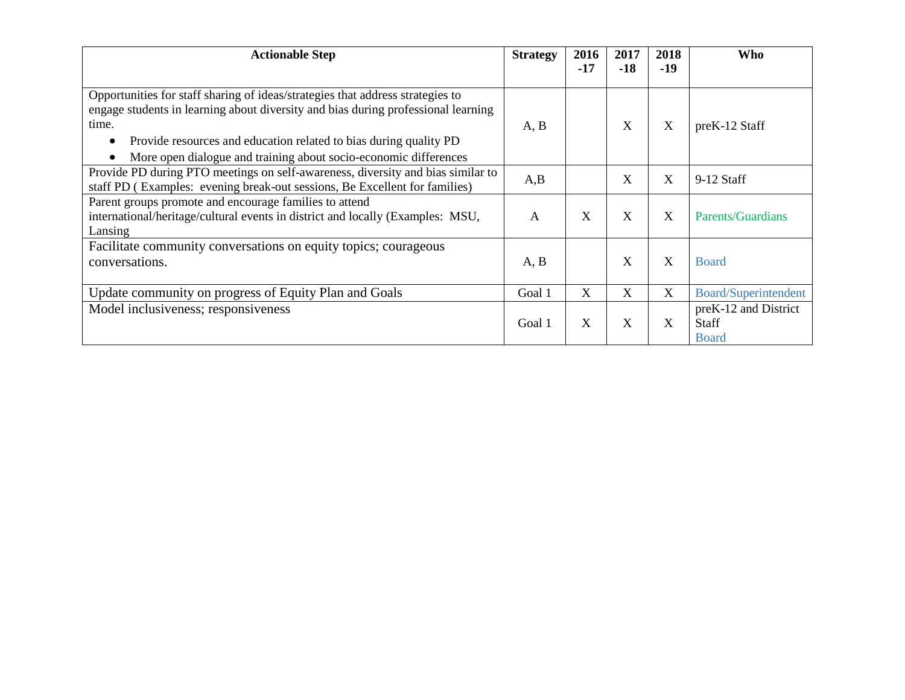| Actionable Step | Strategy | 2016-17 | 2017-18 | 2018-19 | Who |
|---|---|---|---|---|---|
| Opportunities for staff sharing of ideas/strategies that address strategies to engage students in learning about diversity and bias during professional learning time.<br>• Provide resources and education related to bias during quality PD<br>• More open dialogue and training about socio-economic differences | A, B | | X | X | preK-12 Staff |
| Provide PD during PTO meetings on self-awareness, diversity and bias similar to staff PD ( Examples: evening break-out sessions, Be Excellent for families) | A,B | | X | X | 9-12 Staff |
| Parent groups promote and encourage families to attend international/heritage/cultural events in district and locally (Examples: MSU, Lansing | A | X | X | X | Parents/Guardians |
| Facilitate community conversations on equity topics; courageous conversations. | A, B | | X | X | Board |
| Update community on progress of Equity Plan and Goals | Goal 1 | X | X | X | Board/Superintendent |
| Model inclusiveness; responsiveness | Goal 1 | X | X | X | preK-12 and District Staff<br>Board |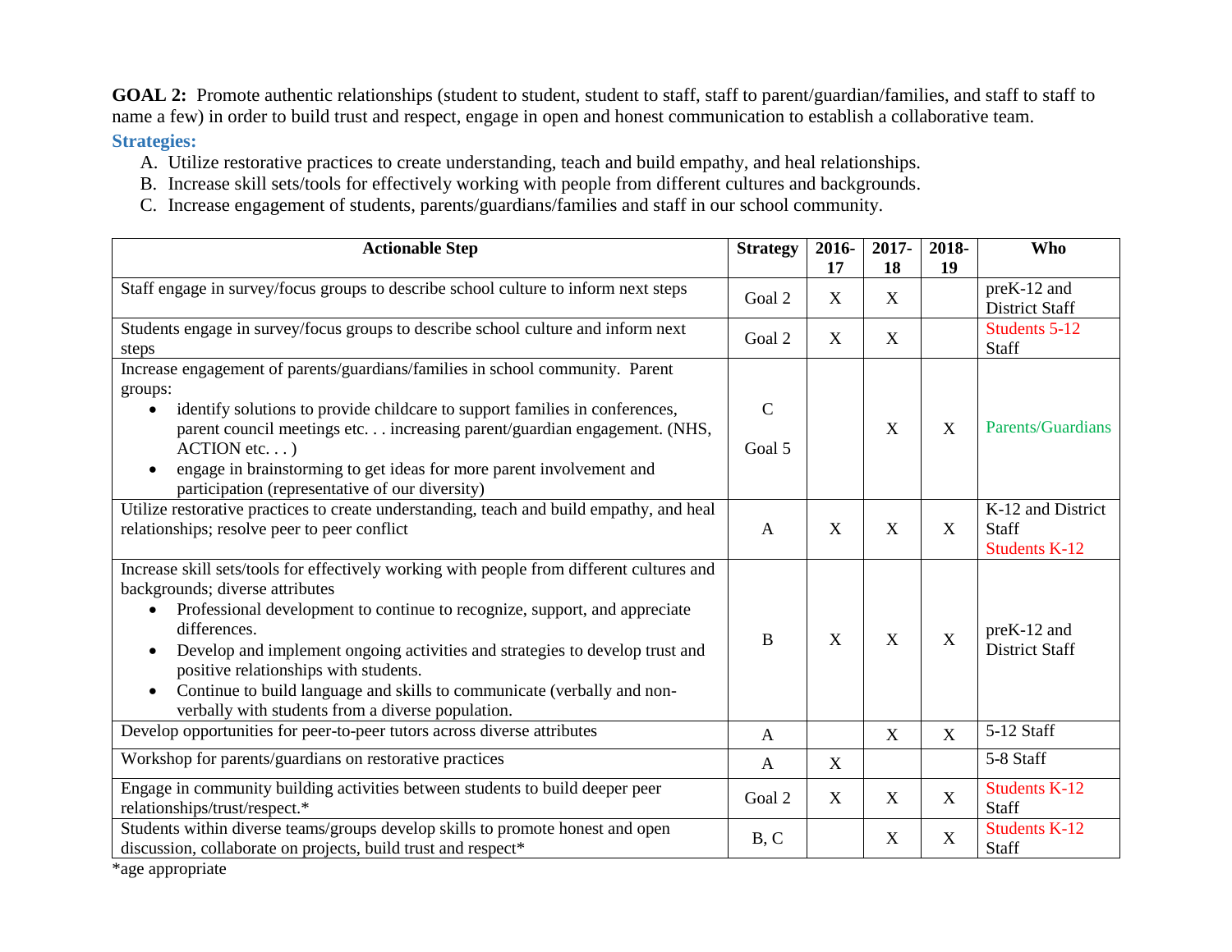**GOAL 2:** Promote authentic relationships (student to student, student to staff, staff to parent/guardian/families, and staff to staff to name a few) in order to build trust and respect, engage in open and honest communication to establish a collaborative team.

**Strategies:**

A. Utilize restorative practices to create understanding, teach and build empathy, and heal relationships.
B. Increase skill sets/tools for effectively working with people from different cultures and backgrounds.
C. Increase engagement of students, parents/guardians/families and staff in our school community.

| Actionable Step | Strategy | 2016-17 | 2017-18 | 2018-19 | Who |
|---|---|---|---|---|---|
| Staff engage in survey/focus groups to describe school culture to inform next steps | Goal 2 | X | X | | preK-12 and District Staff |
| Students engage in survey/focus groups to describe school culture and inform next steps | Goal 2 | X | X | | Students 5-12 Staff |
| Increase engagement of parents/guardians/families in school community. Parent groups: <br>• identify solutions to provide childcare to support families in conferences, parent council meetings etc. . . increasing parent/guardian engagement. (NHS, ACTION etc. . . ) <br>• engage in brainstorming to get ideas for more parent involvement and participation (representative of our diversity) | C <br><br> Goal 5 | | X | X | Parents/Guardians |
| Utilize restorative practices to create understanding, teach and build empathy, and heal relationships; resolve peer to peer conflict | A | X | X | X | K-12 and District Staff <br>Students K-12 |
| Increase skill sets/tools for effectively working with people from different cultures and backgrounds; diverse attributes <br>• Professional development to continue to recognize, support, and appreciate differences. <br>• Develop and implement ongoing activities and strategies to develop trust and positive relationships with students. <br>• Continue to build language and skills to communicate (verbally and non-verbally with students from a diverse population. | B | X | X | X | preK-12 and District Staff |
| Develop opportunities for peer-to-peer tutors across diverse attributes | A | | X | X | 5-12 Staff |
| Workshop for parents/guardians on restorative practices | A | X | | | 5-8 Staff |
| Engage in community building activities between students to build deeper peer relationships/trust/respect.* | Goal 2 | X | X | X | Students K-12 Staff |
| Students within diverse teams/groups develop skills to promote honest and open discussion, collaborate on projects, build trust and respect* | B, C | | X | X | Students K-12 Staff |

*age appropriate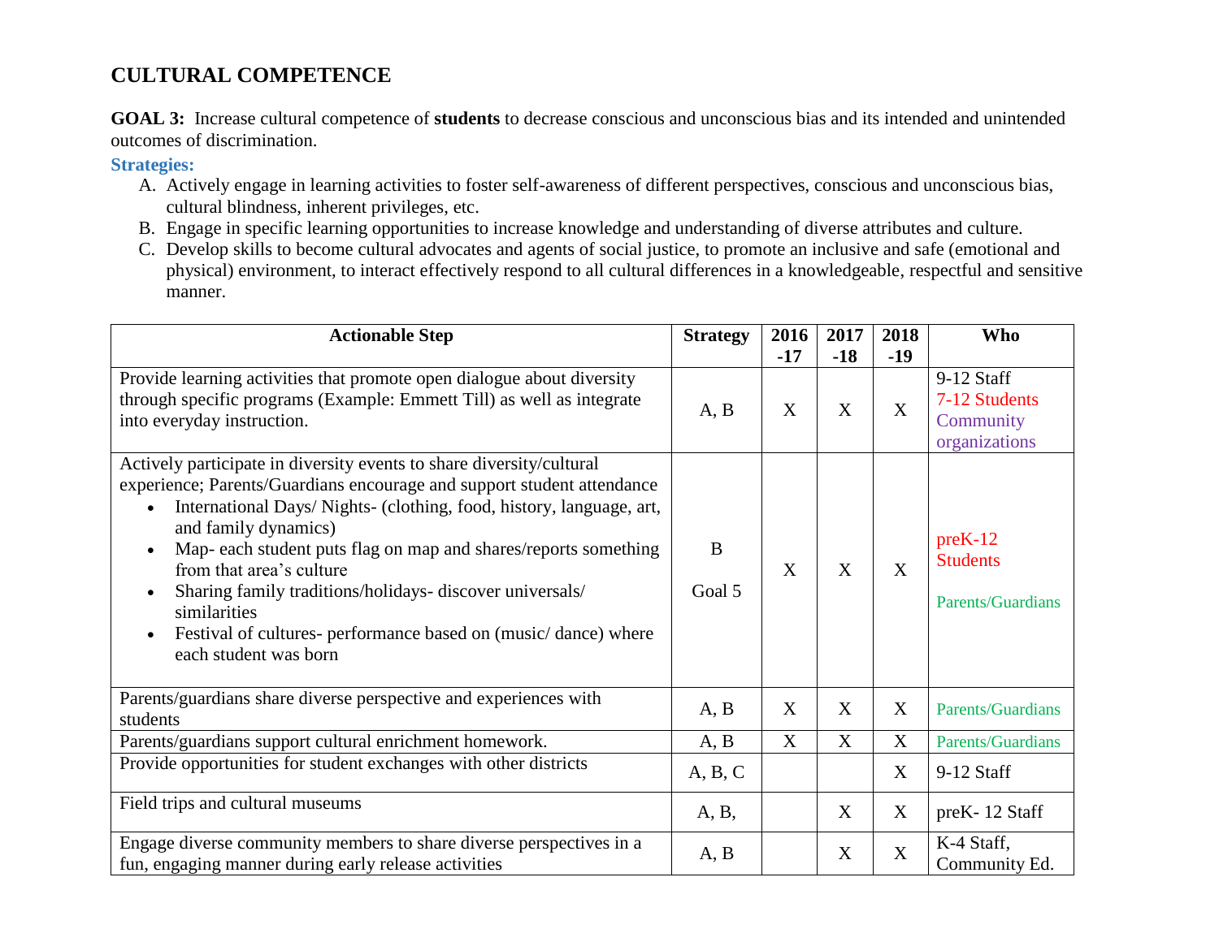# CULTURAL COMPETENCE

**GOAL 3:** Increase cultural competence of **students** to decrease conscious and unconscious bias and its intended and unintended outcomes of discrimination.

**Strategies:**

A. Actively engage in learning activities to foster self-awareness of different perspectives, conscious and unconscious bias, cultural blindness, inherent privileges, etc.
B. Engage in specific learning opportunities to increase knowledge and understanding of diverse attributes and culture.
C. Develop skills to become cultural advocates and agents of social justice, to promote an inclusive and safe (emotional and physical) environment, to interact effectively respond to all cultural differences in a knowledgeable, respectful and sensitive manner.

| Actionable Step | Strategy | 2016-17 | 2017-18 | 2018-19 | Who |
|---|---|---|---|---|---|
| Provide learning activities that promote open dialogue about diversity through specific programs (Example: Emmett Till) as well as integrate into everyday instruction. | A, B | X | X | X | 9-12 Staff<br>7-12 Students<br>Community organizations |
| Actively participate in diversity events to share diversity/cultural experience; Parents/Guardians encourage and support student attendance<br>• International Days/ Nights- (clothing, food, history, language, art, and family dynamics)<br>• Map- each student puts flag on map and shares/reports something from that area's culture<br>• Sharing family traditions/holidays- discover universals/ similarities<br>• Festival of cultures- performance based on (music/ dance) where each student was born | B<br>Goal 5 | X | X | X | preK-12 Students<br>Parents/Guardians |
| Parents/guardians share diverse perspective and experiences with students | A, B | X | X | X | Parents/Guardians |
| Parents/guardians support cultural enrichment homework. | A, B | X | X | X | Parents/Guardians |
| Provide opportunities for student exchanges with other districts | A, B, C | | | X | 9-12 Staff |
| Field trips and cultural museums | A, B, | | X | X | preK- 12 Staff |
| Engage diverse community members to share diverse perspectives in a fun, engaging manner during early release activities | A, B | | X | X | K-4 Staff, Community Ed. |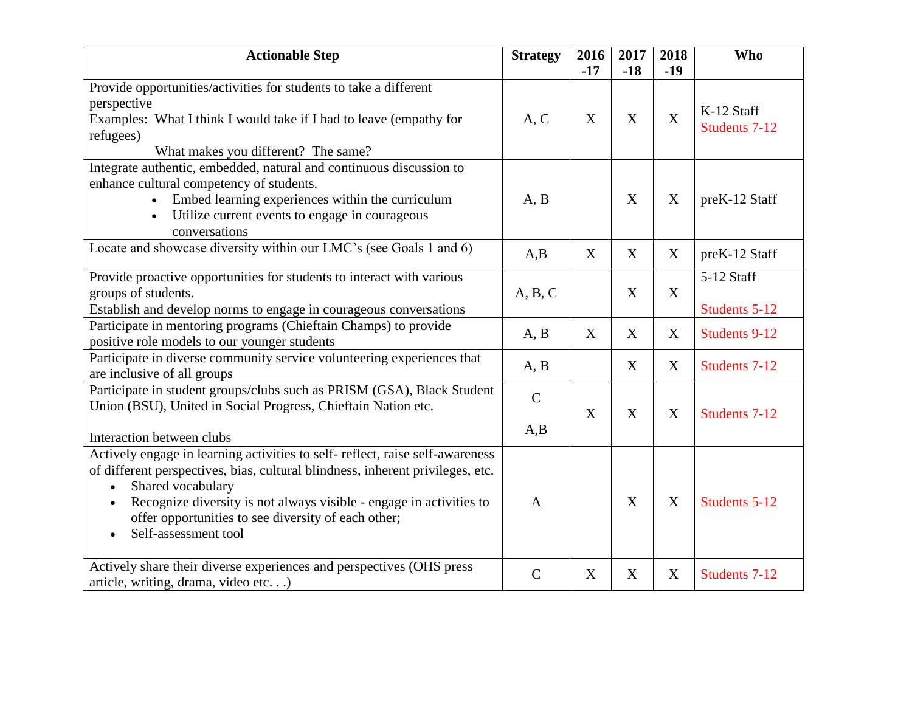| Actionable Step | Strategy | 2016 -17 | 2017 -18 | 2018 -19 | Who |
|---|---|---|---|---|---|
| Provide opportunities/activities for students to take a different perspective<br>Examples: What I think I would take if I had to leave (empathy for refugees)<br>What makes you different? The same? | A, C | X | X | X | K-12 Staff<br>Students 7-12 |
| Integrate authentic, embedded, natural and continuous discussion to enhance cultural competency of students.<br>• Embed learning experiences within the curriculum<br>• Utilize current events to engage in courageous conversations | A, B | | X | X | preK-12 Staff |
| Locate and showcase diversity within our LMC's (see Goals 1 and 6) | A,B | X | X | X | preK-12 Staff |
| Provide proactive opportunities for students to interact with various groups of students.<br>Establish and develop norms to engage in courageous conversations | A, B, C | | X | X | 5-12 Staff<br>Students 5-12 |
| Participate in mentoring programs (Chieftain Champs) to provide positive role models to our younger students | A, B | X | X | X | Students 9-12 |
| Participate in diverse community service volunteering experiences that are inclusive of all groups | A, B | | X | X | Students 7-12 |
| Participate in student groups/clubs such as PRISM (GSA), Black Student Union (BSU), United in Social Progress, Chieftain Nation etc.<br><br>Interaction between clubs | C<br><br>A,B | X | X | X | Students 7-12 |
| Actively engage in learning activities to self- reflect, raise self-awareness of different perspectives, bias, cultural blindness, inherent privileges, etc.<br>• Shared vocabulary<br>• Recognize diversity is not always visible - engage in activities to offer opportunities to see diversity of each other;<br>• Self-assessment tool | A | | X | X | Students 5-12 |
| Actively share their diverse experiences and perspectives (OHS press article, writing, drama, video etc. . .) | C | X | X | X | Students 7-12 |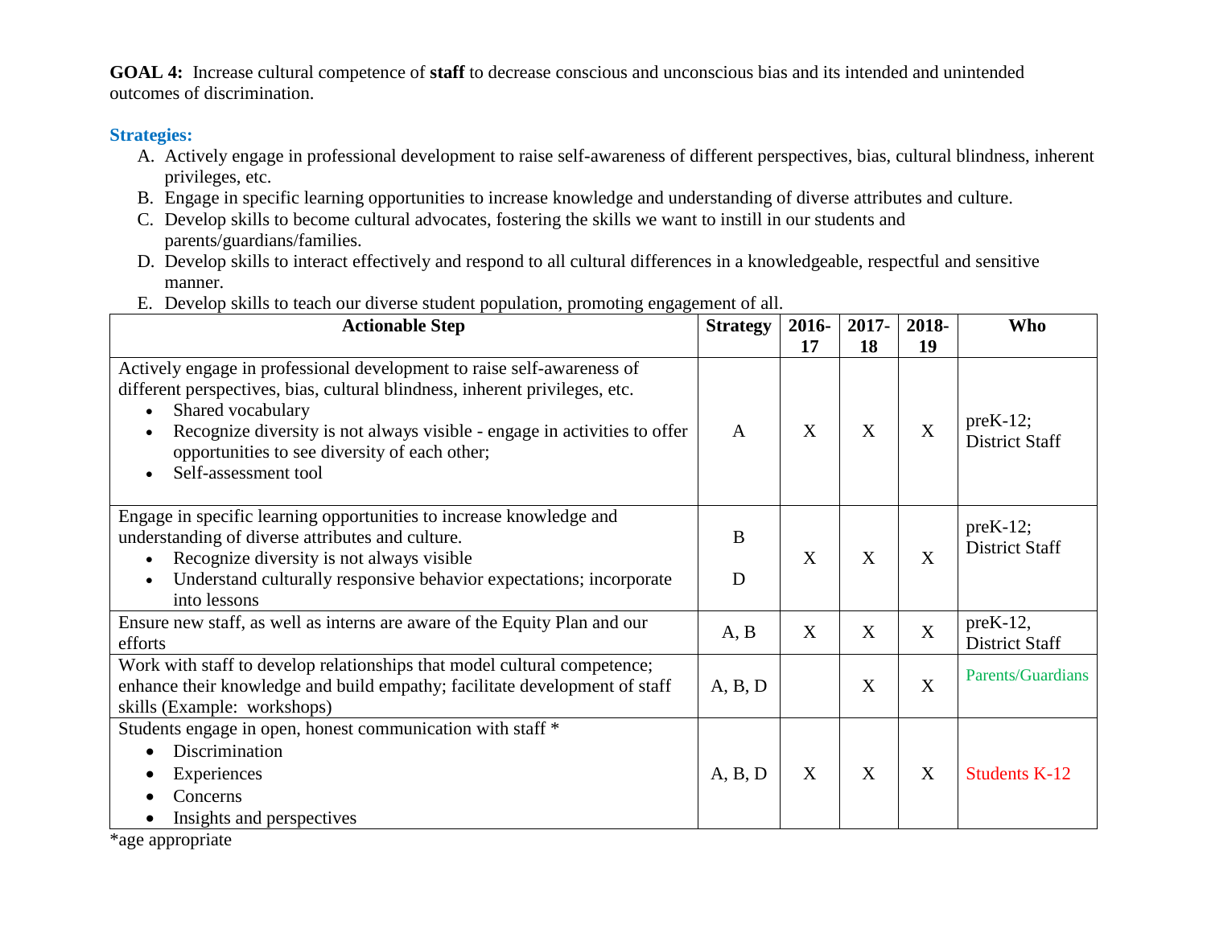**GOAL 4:** Increase cultural competence of **staff** to decrease conscious and unconscious bias and its intended and unintended outcomes of discrimination.

**Strategies:**

A. Actively engage in professional development to raise self-awareness of different perspectives, bias, cultural blindness, inherent privileges, etc.
B. Engage in specific learning opportunities to increase knowledge and understanding of diverse attributes and culture.
C. Develop skills to become cultural advocates, fostering the skills we want to instill in our students and parents/guardians/families.
D. Develop skills to interact effectively and respond to all cultural differences in a knowledgeable, respectful and sensitive manner.
E. Develop skills to teach our diverse student population, promoting engagement of all.

| Actionable Step | Strategy | 2016-17 | 2017-18 | 2018-19 | Who |
|---|---|---|---|---|---|
| Actively engage in professional development to raise self-awareness of different perspectives, bias, cultural blindness, inherent privileges, etc.<br>• Shared vocabulary<br>• Recognize diversity is not always visible - engage in activities to offer opportunities to see diversity of each other;<br>• Self-assessment tool | A | X | X | X | preK-12; District Staff |
| Engage in specific learning opportunities to increase knowledge and understanding of diverse attributes and culture.<br>• Recognize diversity is not always visible<br>• Understand culturally responsive behavior expectations; incorporate into lessons | B<br><br>D | X | X | X | preK-12; District Staff |
| Ensure new staff, as well as interns are aware of the Equity Plan and our efforts | A, B | X | X | X | preK-12, District Staff |
| Work with staff to develop relationships that model cultural competence; enhance their knowledge and build empathy; facilitate development of staff skills (Example: workshops) | A, B, D | | X | X | Parents/Guardians |
| Students engage in open, honest communication with staff *<br>• Discrimination<br>• Experiences<br>• Concerns<br>• Insights and perspectives | A, B, D | X | X | X | Students K-12 |

*age appropriate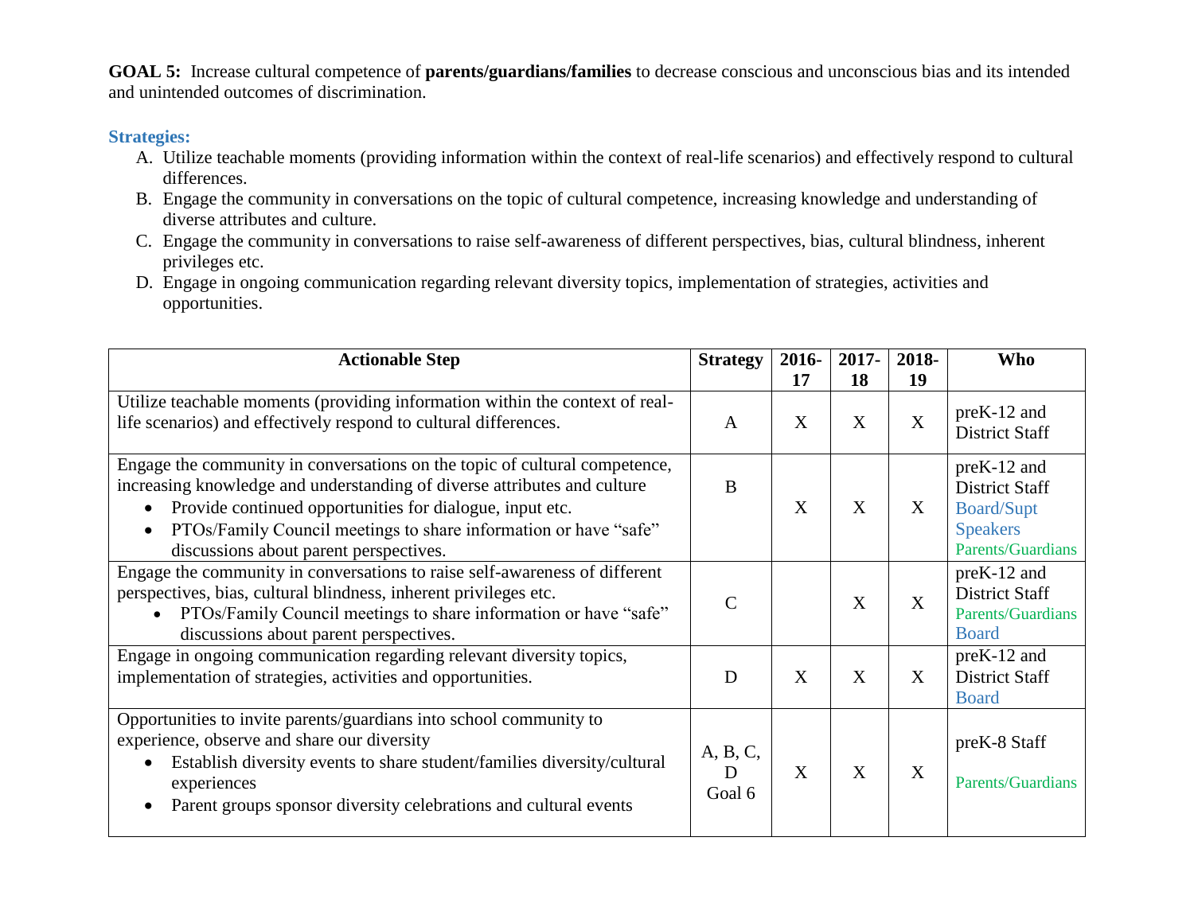**GOAL 5:** Increase cultural competence of **parents/guardians/families** to decrease conscious and unconscious bias and its intended and unintended outcomes of discrimination.

**Strategies:**

A. Utilize teachable moments (providing information within the context of real-life scenarios) and effectively respond to cultural differences.
B. Engage the community in conversations on the topic of cultural competence, increasing knowledge and understanding of diverse attributes and culture.
C. Engage the community in conversations to raise self-awareness of different perspectives, bias, cultural blindness, inherent privileges etc.
D. Engage in ongoing communication regarding relevant diversity topics, implementation of strategies, activities and opportunities.

| Actionable Step | Strategy | 2016-17 | 2017-18 | 2018-19 | Who |
|---|---|---|---|---|---|
| Utilize teachable moments (providing information within the context of real-life scenarios) and effectively respond to cultural differences. | A | X | X | X | preK-12 and District Staff |
| Engage the community in conversations on the topic of cultural competence, increasing knowledge and understanding of diverse attributes and culture<br>• Provide continued opportunities for dialogue, input etc.<br>• PTOs/Family Council meetings to share information or have "safe" discussions about parent perspectives. | B | X | X | X | preK-12 and District Staff<br>Board/Supt<br>Speakers<br>Parents/Guardians |
| Engage the community in conversations to raise self-awareness of different perspectives, bias, cultural blindness, inherent privileges etc.<br>• PTOs/Family Council meetings to share information or have "safe" discussions about parent perspectives. | C | | X | X | preK-12 and District Staff<br>Parents/Guardians<br>Board |
| Engage in ongoing communication regarding relevant diversity topics, implementation of strategies, activities and opportunities. | D | X | X | X | preK-12 and District Staff<br>Board |
| Opportunities to invite parents/guardians into school community to experience, observe and share our diversity<br>• Establish diversity events to share student/families diversity/cultural experiences<br>• Parent groups sponsor diversity celebrations and cultural events | A, B, C, D<br>Goal 6 | X | X | X | preK-8 Staff<br>Parents/Guardians |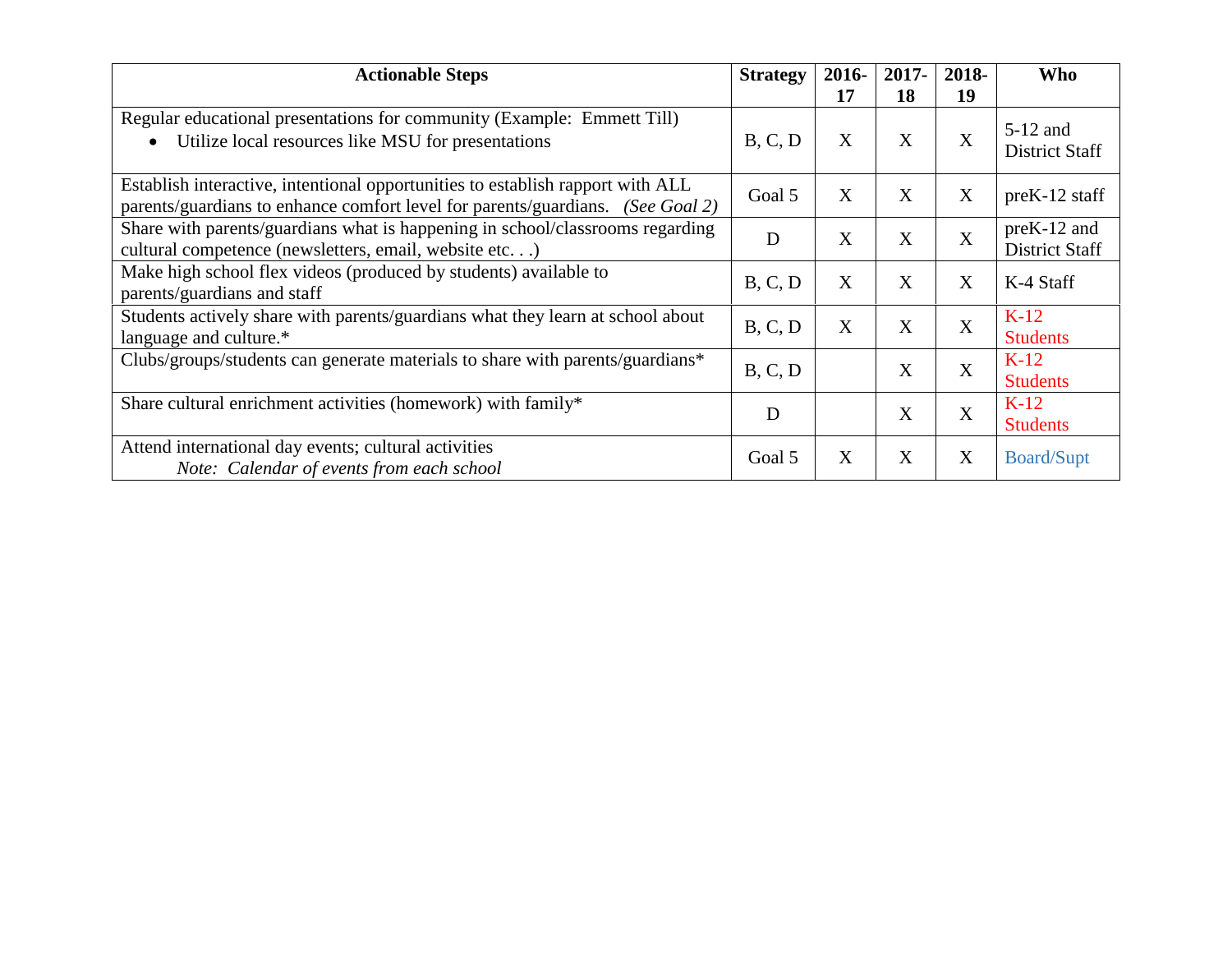| Actionable Steps | Strategy | 2016-17 | 2017-18 | 2018-19 | Who |
|---|---|---|---|---|---|
| Regular educational presentations for community (Example: Emmett Till)<br>• Utilize local resources like MSU for presentations | B, C, D | X | X | X | 5-12 and District Staff |
| Establish interactive, intentional opportunities to establish rapport with ALL parents/guardians to enhance comfort level for parents/guardians. *(See Goal 2)* | Goal 5 | X | X | X | preK-12 staff |
| Share with parents/guardians what is happening in school/classrooms regarding cultural competence (newsletters, email, website etc. . .) | D | X | X | X | preK-12 and District Staff |
| Make high school flex videos (produced by students) available to parents/guardians and staff | B, C, D | X | X | X | K-4 Staff |
| Students actively share with parents/guardians what they learn at school about language and culture.* | B, C, D | X | X | X | K-12 Students |
| Clubs/groups/students can generate materials to share with parents/guardians* | B, C, D | | X | X | K-12 Students |
| Share cultural enrichment activities (homework) with family* | D | | X | X | K-12 Students |
| Attend international day events; cultural activities<br>*Note: Calendar of events from each school* | Goal 5 | X | X | X | Board/Supt |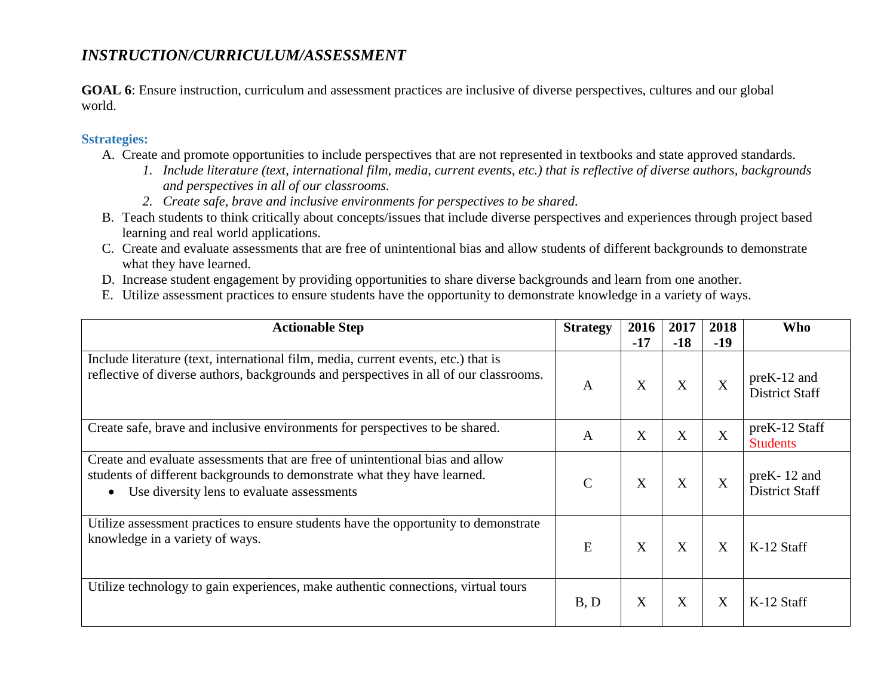## *INSTRUCTION/CURRICULUM/ASSESSMENT*

**GOAL 6**: Ensure instruction, curriculum and assessment practices are inclusive of diverse perspectives, cultures and our global world.

**Sstrategies:**

A. Create and promote opportunities to include perspectives that are not represented in textbooks and state approved standards.
   1. *Include literature (text, international film, media, current events, etc.) that is reflective of diverse authors, backgrounds and perspectives in all of our classrooms.*
   2. *Create safe, brave and inclusive environments for perspectives to be shared.*

B. Teach students to think critically about concepts/issues that include diverse perspectives and experiences through project based learning and real world applications.

C. Create and evaluate assessments that are free of unintentional bias and allow students of different backgrounds to demonstrate what they have learned.

D. Increase student engagement by providing opportunities to share diverse backgrounds and learn from one another.

E. Utilize assessment practices to ensure students have the opportunity to demonstrate knowledge in a variety of ways.

| Actionable Step | Strategy | 2016-17 | 2017-18 | 2018-19 | Who |
|---|---|---|---|---|---|
| Include literature (text, international film, media, current events, etc.) that is reflective of diverse authors, backgrounds and perspectives in all of our classrooms. | A | X | X | X | preK-12 and District Staff |
| Create safe, brave and inclusive environments for perspectives to be shared. | A | X | X | X | preK-12 Staff Students |
| Create and evaluate assessments that are free of unintentional bias and allow students of different backgrounds to demonstrate what they have learned.<br>• Use diversity lens to evaluate assessments | C | X | X | X | preK- 12 and District Staff |
| Utilize assessment practices to ensure students have the opportunity to demonstrate knowledge in a variety of ways. | E | X | X | X | K-12 Staff |
| Utilize technology to gain experiences, make authentic connections, virtual tours | B, D | X | X | X | K-12 Staff |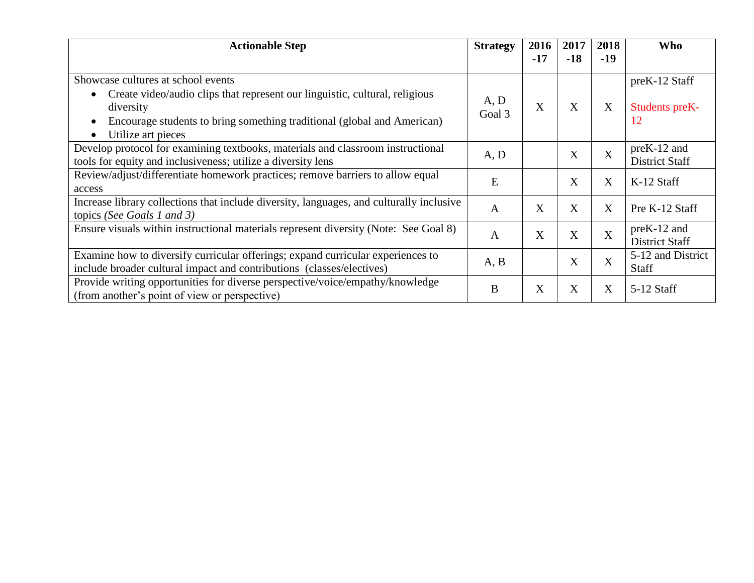| Actionable Step | Strategy | 2016-17 | 2017-18 | 2018-19 | Who |
|---|---|---|---|---|---|
| Showcase cultures at school events<br>• Create video/audio clips that represent our linguistic, cultural, religious diversity<br>• Encourage students to bring something traditional (global and American)<br>• Utilize art pieces | A, D Goal 3 | X | X | X | preK-12 Staff<br><br>Students preK-12 |
| Develop protocol for examining textbooks, materials and classroom instructional tools for equity and inclusiveness; utilize a diversity lens | A, D | | X | X | preK-12 and District Staff |
| Review/adjust/differentiate homework practices; remove barriers to allow equal access | E | | X | X | K-12 Staff |
| Increase library collections that include diversity, languages, and culturally inclusive topics *(See Goals 1 and 3)* | A | X | X | X | Pre K-12 Staff |
| Ensure visuals within instructional materials represent diversity (Note: See Goal 8) | A | X | X | X | preK-12 and District Staff |
| Examine how to diversify curricular offerings; expand curricular experiences to include broader cultural impact and contributions (classes/electives) | A, B | | X | X | 5-12 and District Staff |
| Provide writing opportunities for diverse perspective/voice/empathy/knowledge (from another's point of view or perspective) | B | X | X | X | 5-12 Staff |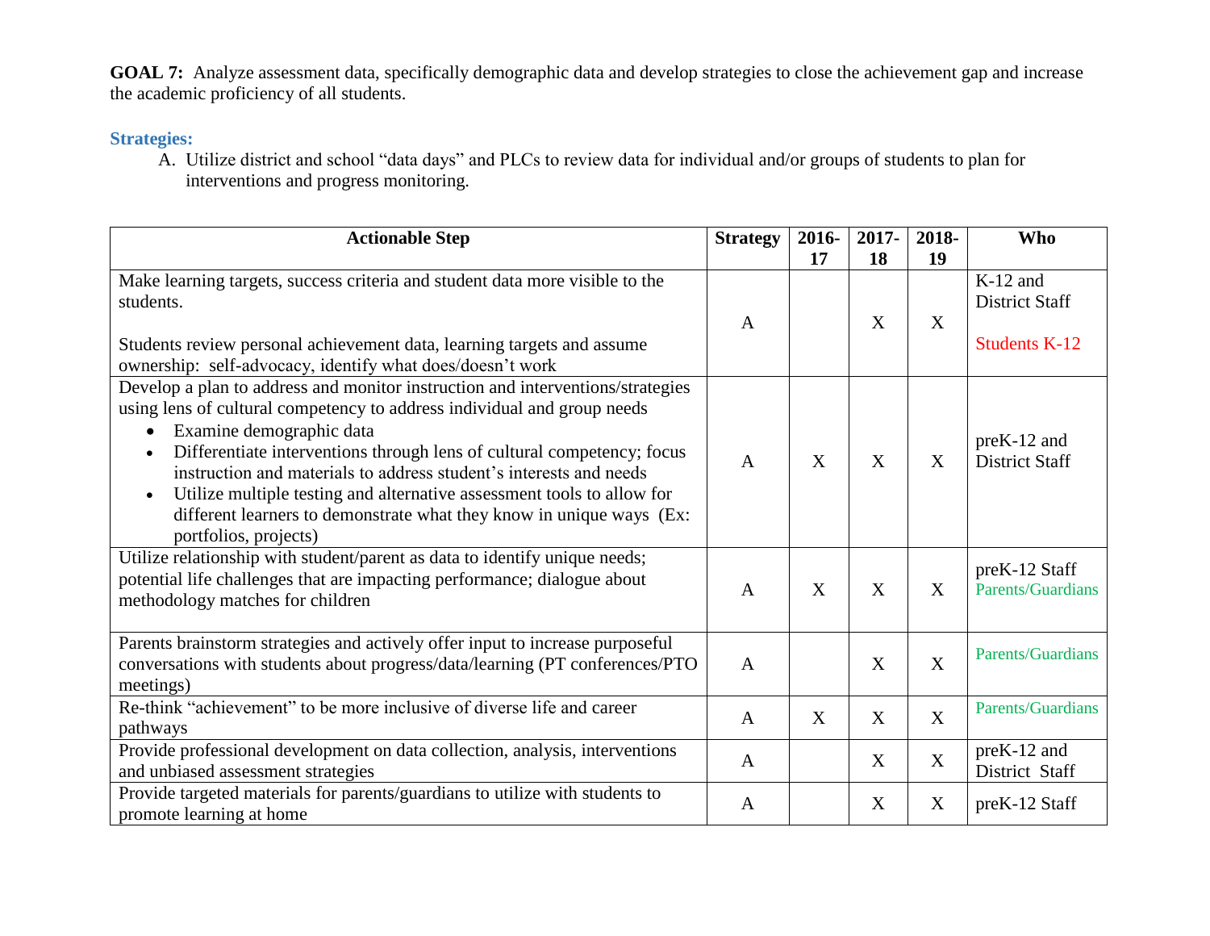**GOAL 7:** Analyze assessment data, specifically demographic data and develop strategies to close the achievement gap and increase the academic proficiency of all students.

**Strategies:**

A. Utilize district and school "data days" and PLCs to review data for individual and/or groups of students to plan for interventions and progress monitoring.

| Actionable Step | Strategy | 2016-17 | 2017-18 | 2018-19 | Who |
|---|---|---|---|---|---|
| Make learning targets, success criteria and student data more visible to the students.<br><br>Students review personal achievement data, learning targets and assume ownership: self-advocacy, identify what does/doesn't work | A | | X | X | K-12 and District Staff<br><br>Students K-12 |
| Develop a plan to address and monitor instruction and interventions/strategies using lens of cultural competency to address individual and group needs<br>• Examine demographic data<br>• Differentiate interventions through lens of cultural competency; focus instruction and materials to address student's interests and needs<br>• Utilize multiple testing and alternative assessment tools to allow for different learners to demonstrate what they know in unique ways (Ex: portfolios, projects) | A | X | X | X | preK-12 and District Staff |
| Utilize relationship with student/parent as data to identify unique needs; potential life challenges that are impacting performance; dialogue about methodology matches for children | A | X | X | X | preK-12 Staff<br>Parents/Guardians |
| Parents brainstorm strategies and actively offer input to increase purposeful conversations with students about progress/data/learning (PT conferences/PTO meetings) | A | | X | X | Parents/Guardians |
| Re-think "achievement" to be more inclusive of diverse life and career pathways | A | X | X | X | Parents/Guardians |
| Provide professional development on data collection, analysis, interventions and unbiased assessment strategies | A | | X | X | preK-12 and District Staff |
| Provide targeted materials for parents/guardians to utilize with students to promote learning at home | A | | X | X | preK-12 Staff |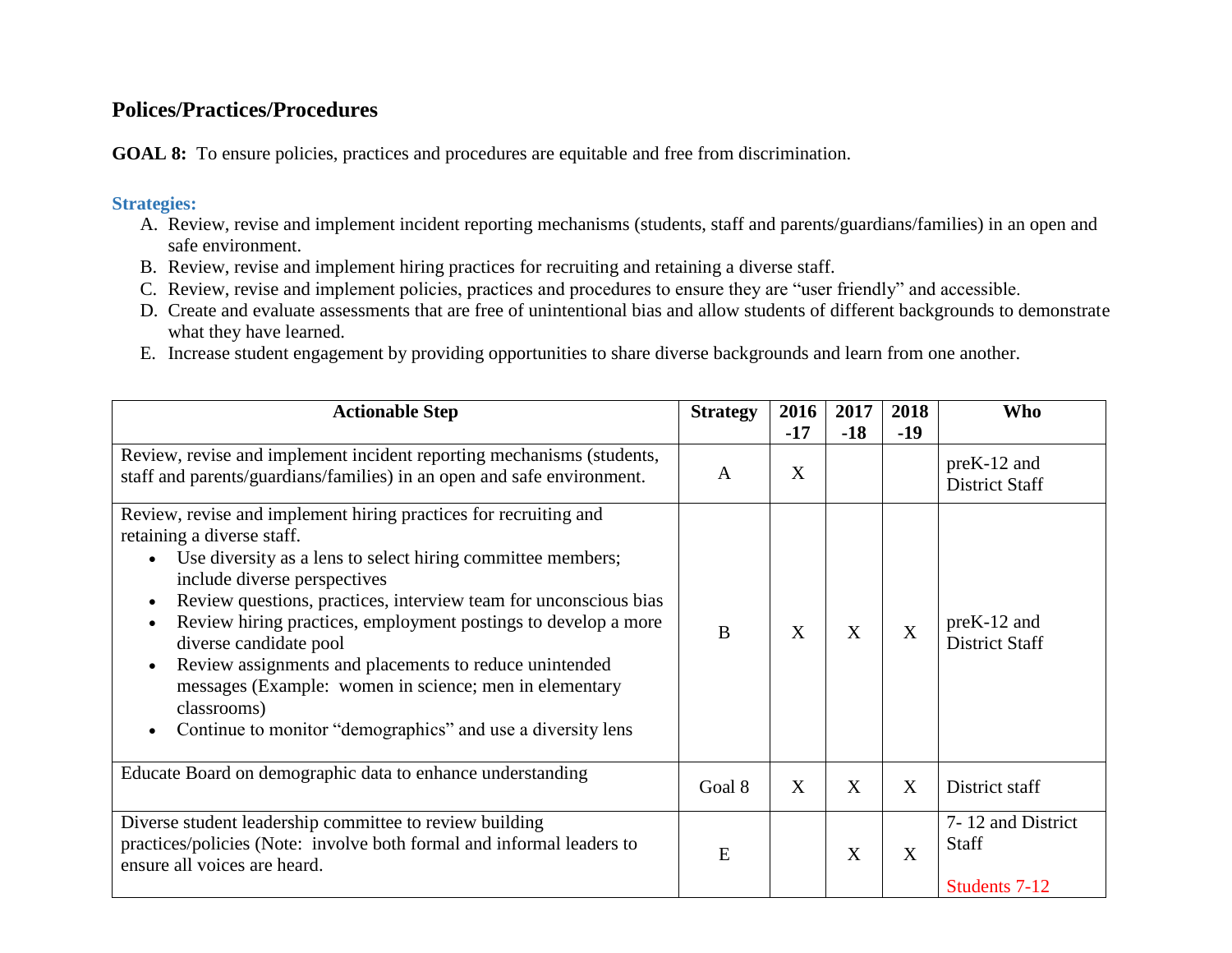## Polices/Practices/Procedures

**GOAL 8:** To ensure policies, practices and procedures are equitable and free from discrimination.

**Strategies:**

A. Review, revise and implement incident reporting mechanisms (students, staff and parents/guardians/families) in an open and safe environment.
B. Review, revise and implement hiring practices for recruiting and retaining a diverse staff.
C. Review, revise and implement policies, practices and procedures to ensure they are "user friendly" and accessible.
D. Create and evaluate assessments that are free of unintentional bias and allow students of different backgrounds to demonstrate what they have learned.
E. Increase student engagement by providing opportunities to share diverse backgrounds and learn from one another.

| Actionable Step | Strategy | 2016-17 | 2017-18 | 2018-19 | Who |
|---|---|---|---|---|---|
| Review, revise and implement incident reporting mechanisms (students, staff and parents/guardians/families) in an open and safe environment. | A | X | | | preK-12 and District Staff |
| Review, revise and implement hiring practices for recruiting and retaining a diverse staff.<br>• Use diversity as a lens to select hiring committee members; include diverse perspectives<br>• Review questions, practices, interview team for unconscious bias<br>• Review hiring practices, employment postings to develop a more diverse candidate pool<br>• Review assignments and placements to reduce unintended messages (Example: women in science; men in elementary classrooms)<br>• Continue to monitor "demographics" and use a diversity lens | B | X | X | X | preK-12 and District Staff |
| Educate Board on demographic data to enhance understanding | Goal 8 | X | X | X | District staff |
| Diverse student leadership committee to review building practices/policies (Note: involve both formal and informal leaders to ensure all voices are heard. | E | | X | X | 7- 12 and District Staff<br><br>Students 7-12 |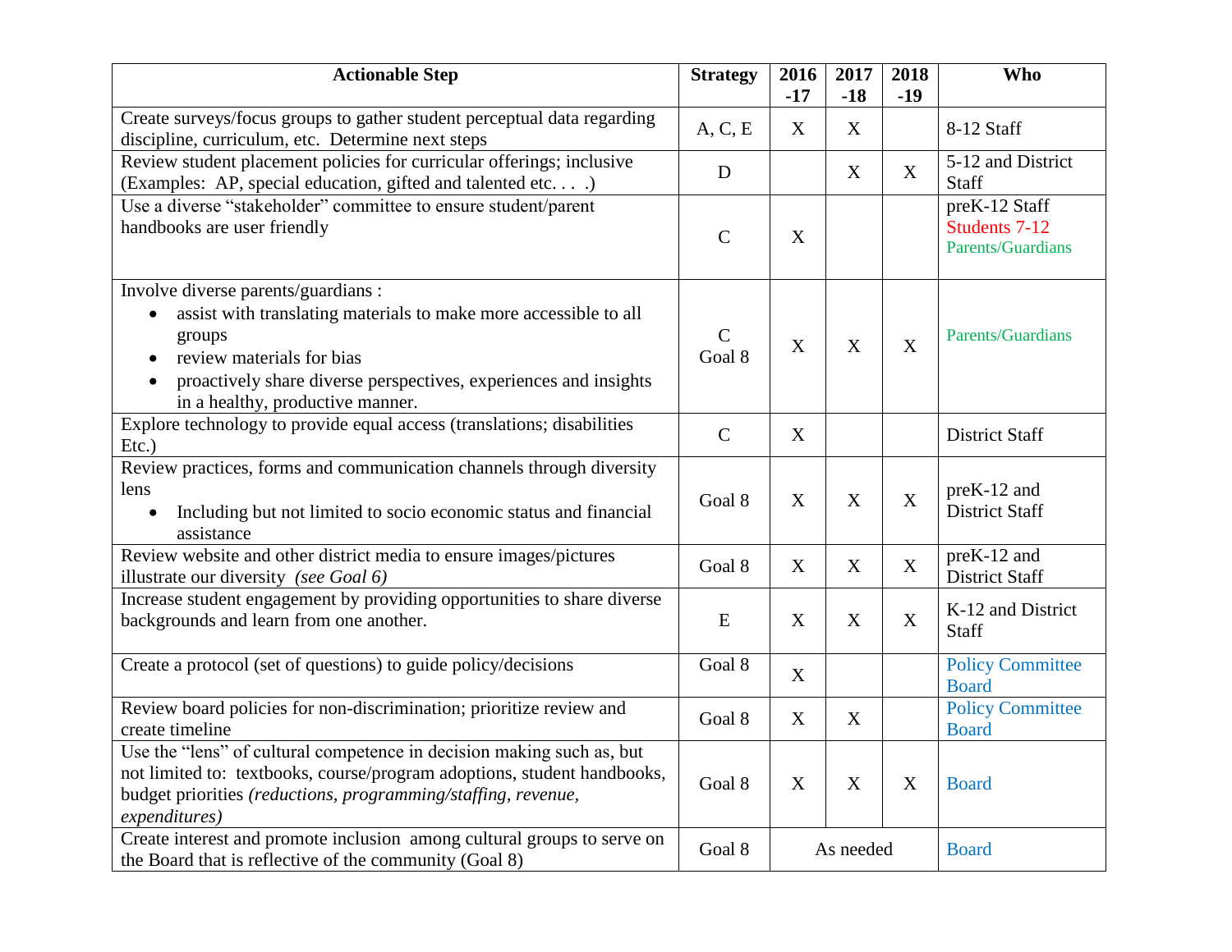| Actionable Step | Strategy | 2016-17 | 2017-18 | 2018-19 | Who |
|---|---|---|---|---|---|
| Create surveys/focus groups to gather student perceptual data regarding discipline, curriculum, etc. Determine next steps | A, C, E | X | X | | 8-12 Staff |
| Review student placement policies for curricular offerings; inclusive (Examples: AP, special education, gifted and talented etc. . . . ) | D | | X | X | 5-12 and District Staff |
| Use a diverse "stakeholder" committee to ensure student/parent handbooks are user friendly | C | X | | | preK-12 Staff<br>Students 7-12<br>Parents/Guardians |
| Involve diverse parents/guardians :<br>• assist with translating materials to make more accessible to all groups<br>• review materials for bias<br>• proactively share diverse perspectives, experiences and insights in a healthy, productive manner. | C<br>Goal 8 | X | X | X | Parents/Guardians |
| Explore technology to provide equal access (translations; disabilities Etc.) | C | X | | | District Staff |
| Review practices, forms and communication channels through diversity lens<br>• Including but not limited to socio economic status and financial assistance | Goal 8 | X | X | X | preK-12 and District Staff |
| Review website and other district media to ensure images/pictures illustrate our diversity *(see Goal 6)* | Goal 8 | X | X | X | preK-12 and District Staff |
| Increase student engagement by providing opportunities to share diverse backgrounds and learn from one another. | E | X | X | X | K-12 and District Staff |
| Create a protocol (set of questions) to guide policy/decisions | Goal 8 | X | | | Policy Committee<br>Board |
| Review board policies for non-discrimination; prioritize review and create timeline | Goal 8 | X | X | | Policy Committee<br>Board |
| Use the "lens" of cultural competence in decision making such as, but not limited to: textbooks, course/program adoptions, student handbooks, budget priorities *(reductions, programming/staffing, revenue, expenditures)* | Goal 8 | X | X | X | Board |
| Create interest and promote inclusion among cultural groups to serve on the Board that is reflective of the community (Goal 8) | Goal 8 | As needed | | | Board |